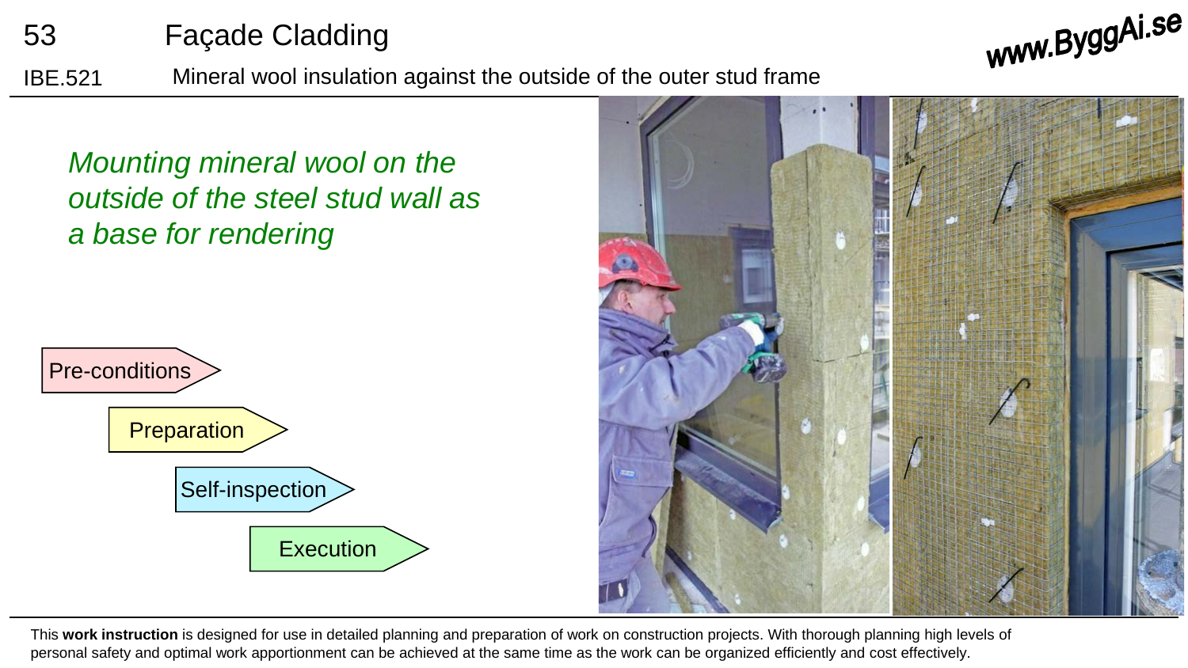# 53 Façade Cladding

**IBE.521** Mineral wool insulation against the outside of the outer stud frame

www.ByggAi.se

*Mounting mineral wool on the outside of the steel stud wall as a base for rendering*

- Pre-conditions
- Preparation
- Self-inspection
- Execution

This **work instruction** is designed for use in detailed planning and preparation of work on construction projects. With thorough planning high levels of personal safety and optimal work apportionment can be achieved at the same time as the work can be organized efficiently and cost effectively.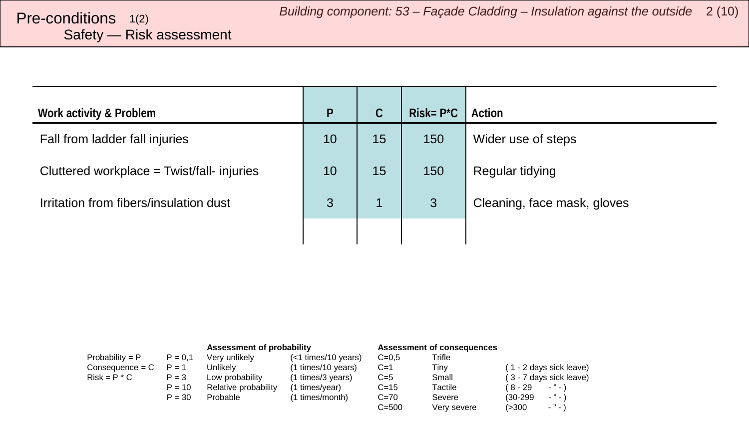# Pre-conditions 1(2)

## Safety — Risk assessment

| Work activity & Problem | P | C | Risk= P*C | Action |
|---|---|---|---|---|
| Fall from ladder fall injuries | 10 | 15 | 150 | Wider use of steps |
| Cluttered workplace = Twist/fall- injuries | 10 | 15 | 150 | Regular tidying |
| Irritation from fibers/insulation dust | 3 | 1 | 3 | Cleaning, face mask, gloves |
| | | | | |

| | | Assessment of probability | | Assessment of consequences | | |
|---|---|---|---|---|---|---|
| Probability = P | P = 0,1 | Very unlikely | (<1 times/10 years) | C=0,5 | Trifle | |
| Consequence = C | P = 1 | Unlikely | (1 times/10 years) | C=1 | Tiny | ( 1 - 2 days sick leave) |
| Risk = P * C | P = 3 | Low probability | (1 times/3 years) | C=5 | Small | ( 3 - 7 days sick leave) |
| | P = 10 | Relative probability | (1 times/year) | C=15 | Tactile | ( 8 - 29 - " - ) |
| | P = 30 | Probable | (1 times/month) | C=70 | Severe | (30-299 - " - ) |
| | | | | C=500 | Very severe | (>300 - " - ) |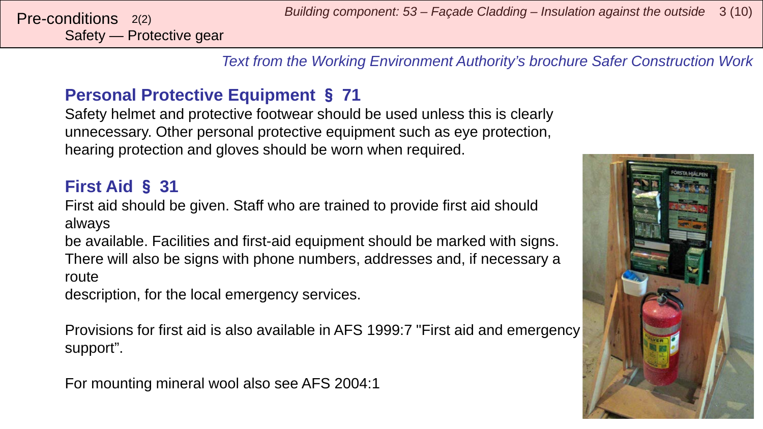Pre-conditions 2(2)
Safety — Protective gear

*Text from the Working Environment Authority's brochure Safer Construction Work*

## Personal Protective Equipment § 71

Safety helmet and protective footwear should be used unless this is clearly unnecessary. Other personal protective equipment such as eye protection, hearing protection and gloves should be worn when required.

## First Aid § 31

First aid should be given. Staff who are trained to provide first aid should always be available. Facilities and first-aid equipment should be marked with signs. There will also be signs with phone numbers, addresses and, if necessary a route description, for the local emergency services.

Provisions for first aid is also available in AFS 1999:7 "First aid and emergency support".

For mounting mineral wool also see AFS 2004:1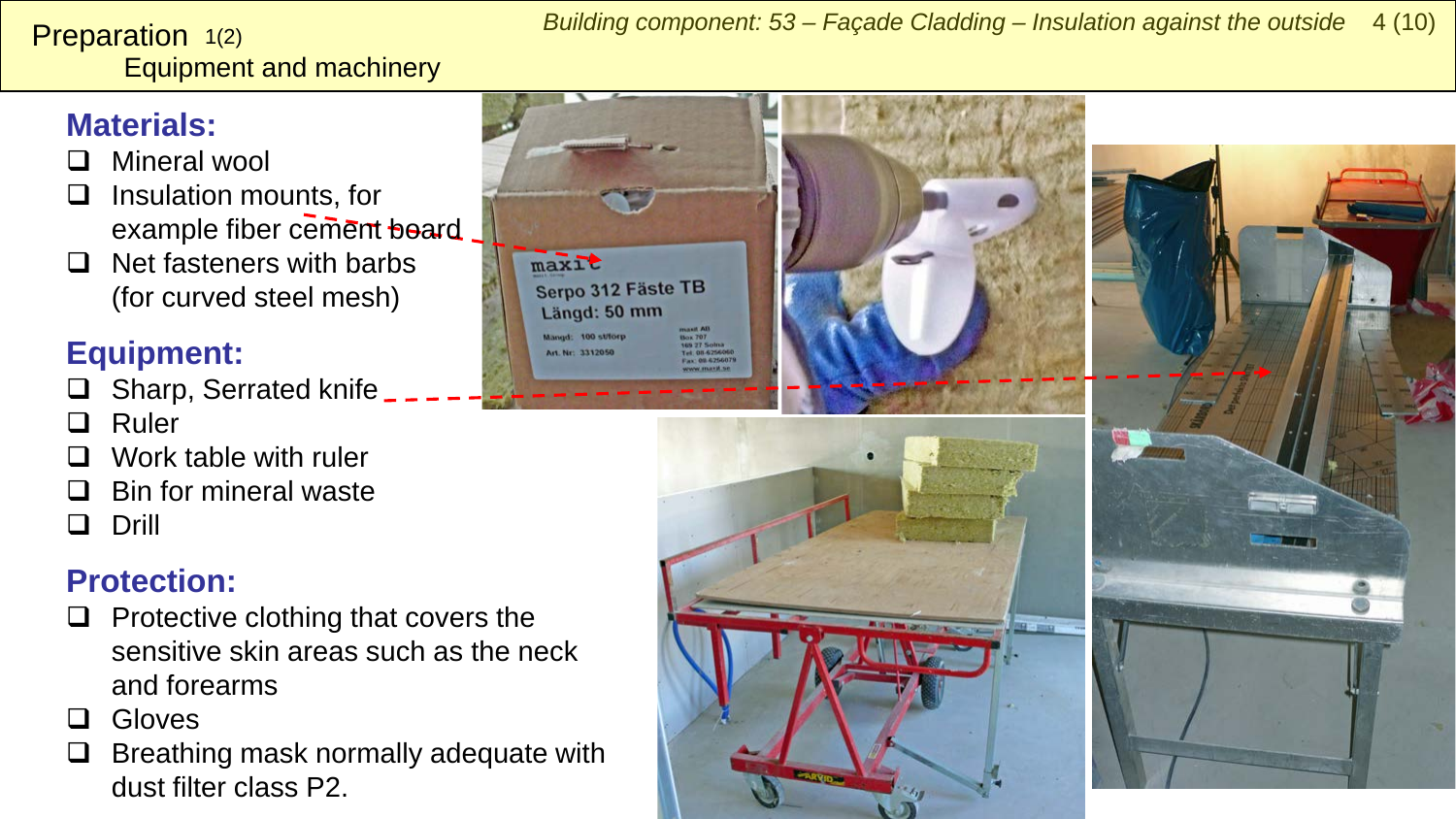# Preparation 1(2)

## Equipment and machinery

### Materials:

- Mineral wool
- Insulation mounts, for example fiber cement board
- Net fasteners with barbs (for curved steel mesh)

### Equipment:

- Sharp, Serrated knife
- Ruler
- Work table with ruler
- Bin for mineral waste
- Drill

### Protection:

- Protective clothing that covers the sensitive skin areas such as the neck and forearms
- Gloves
- Breathing mask normally adequate with dust filter class P2.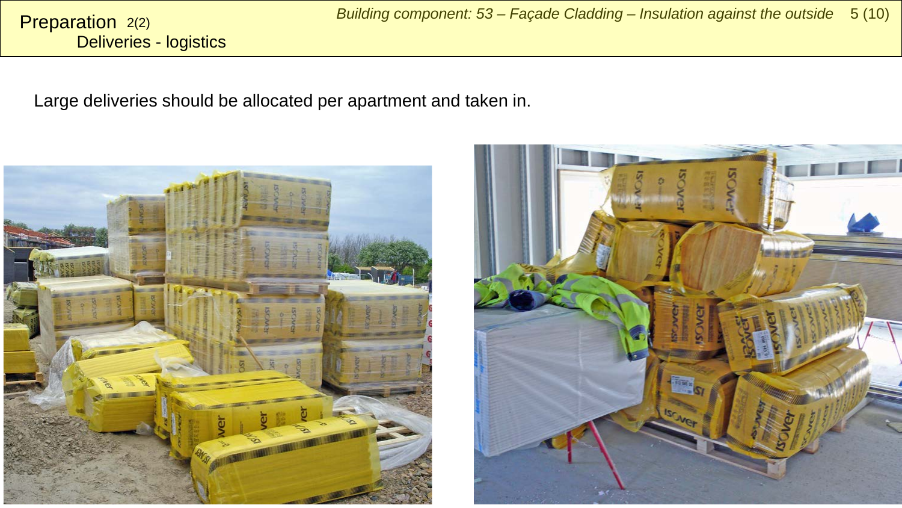# Preparation 2(2)
## Deliveries - logistics

Large deliveries should be allocated per apartment and taken in.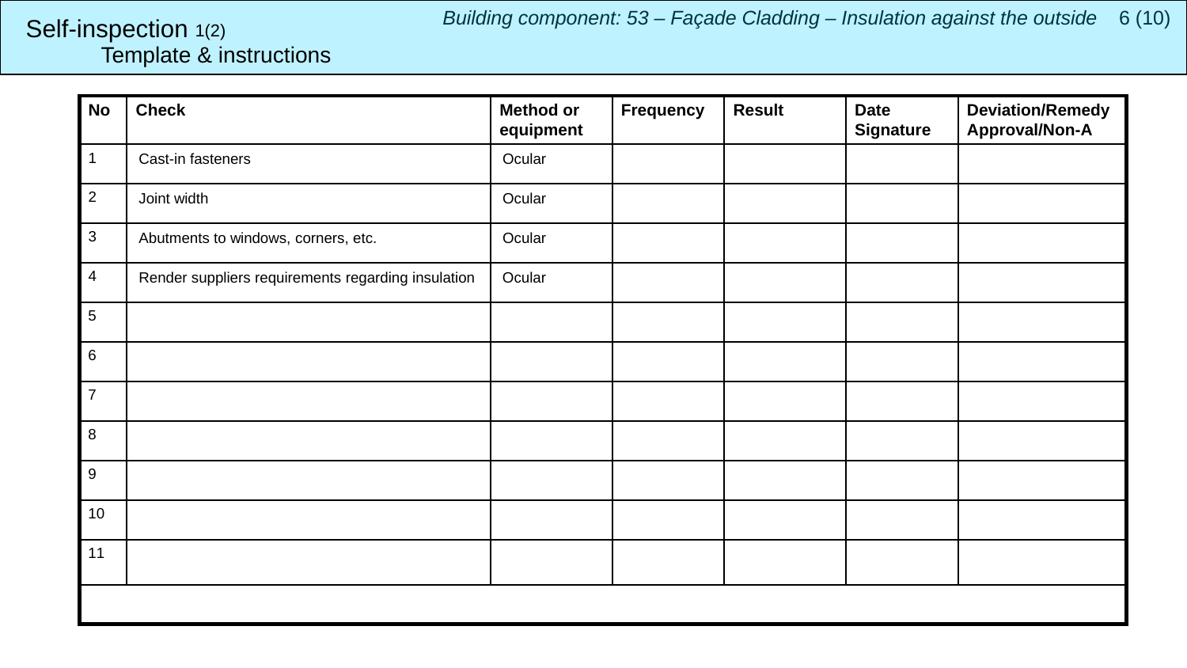# Self-inspection 1(2)

## Template & instructions

*Building component: 53 – Façade Cladding – Insulation against the outside*

| No | Check | Method or equipment | Frequency | Result | Date Signature | Deviation/Remedy Approval/Non-A |
|---|---|---|---|---|---|---|
| 1 | Cast-in fasteners | Ocular | | | | |
| 2 | Joint width | Ocular | | | | |
| 3 | Abutments to windows, corners, etc. | Ocular | | | | |
| 4 | Render suppliers requirements regarding insulation | Ocular | | | | |
| 5 | | | | | | |
| 6 | | | | | | |
| 7 | | | | | | |
| 8 | | | | | | |
| 9 | | | | | | |
| 10 | | | | | | |
| 11 | | | | | | |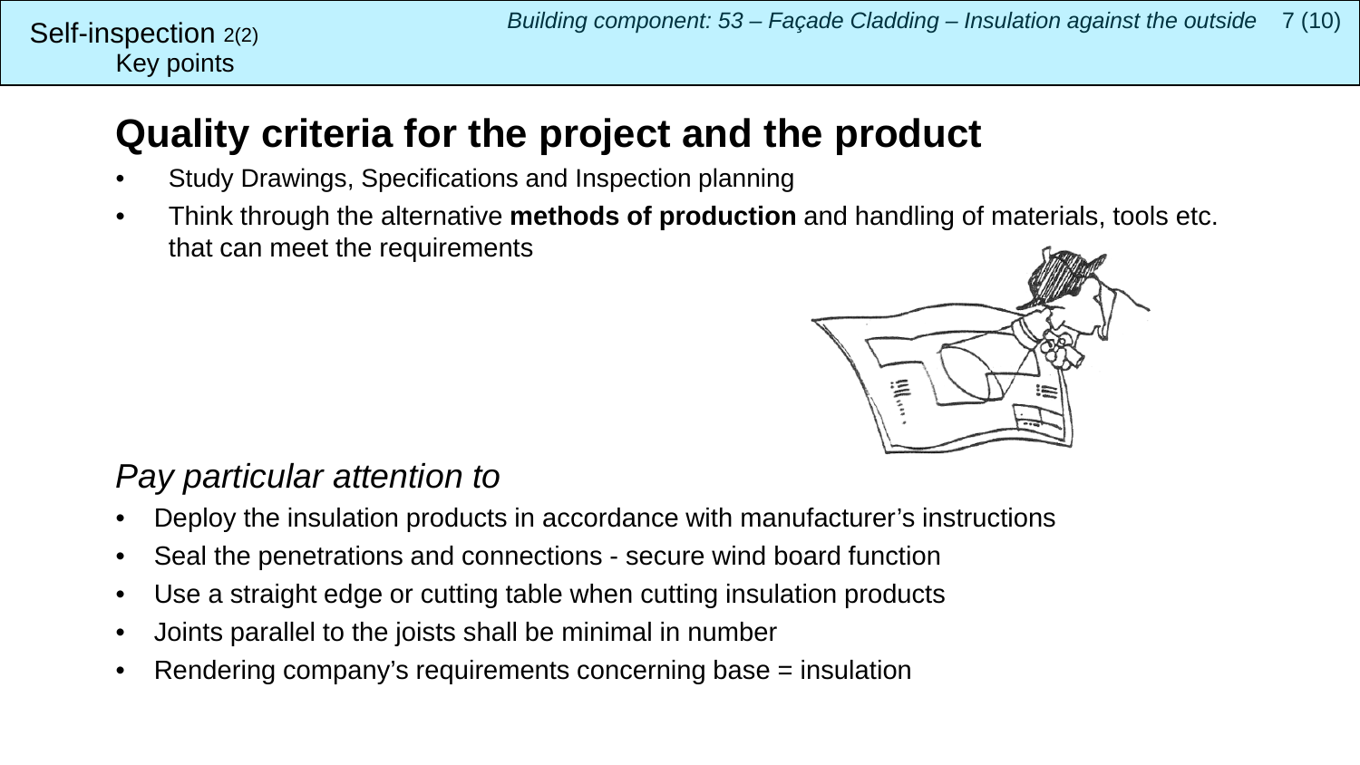Self-inspection 2(2)
Key points

# Quality criteria for the project and the product

- Study Drawings, Specifications and Inspection planning
- Think through the alternative **methods of production** and handling of materials, tools etc. that can meet the requirements

*Pay particular attention to*

- Deploy the insulation products in accordance with manufacturer's instructions
- Seal the penetrations and connections - secure wind board function
- Use a straight edge or cutting table when cutting insulation products
- Joints parallel to the joists shall be minimal in number
- Rendering company's requirements concerning base = insulation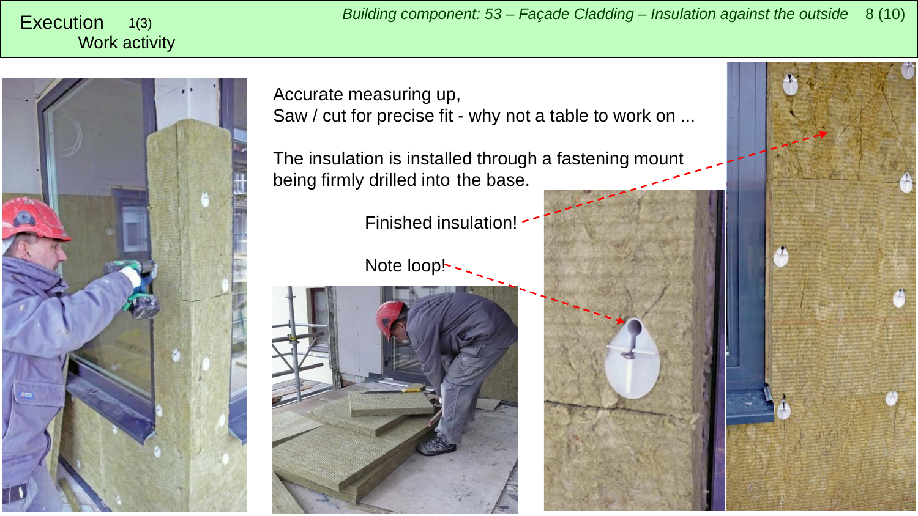# Execution 1(3)

## Work activity

Accurate measuring up,
Saw / cut for precise fit - why not a table to work on ...

The insulation is installed through a fastening mount being firmly drilled into the base.

Finished insulation!

Note loop!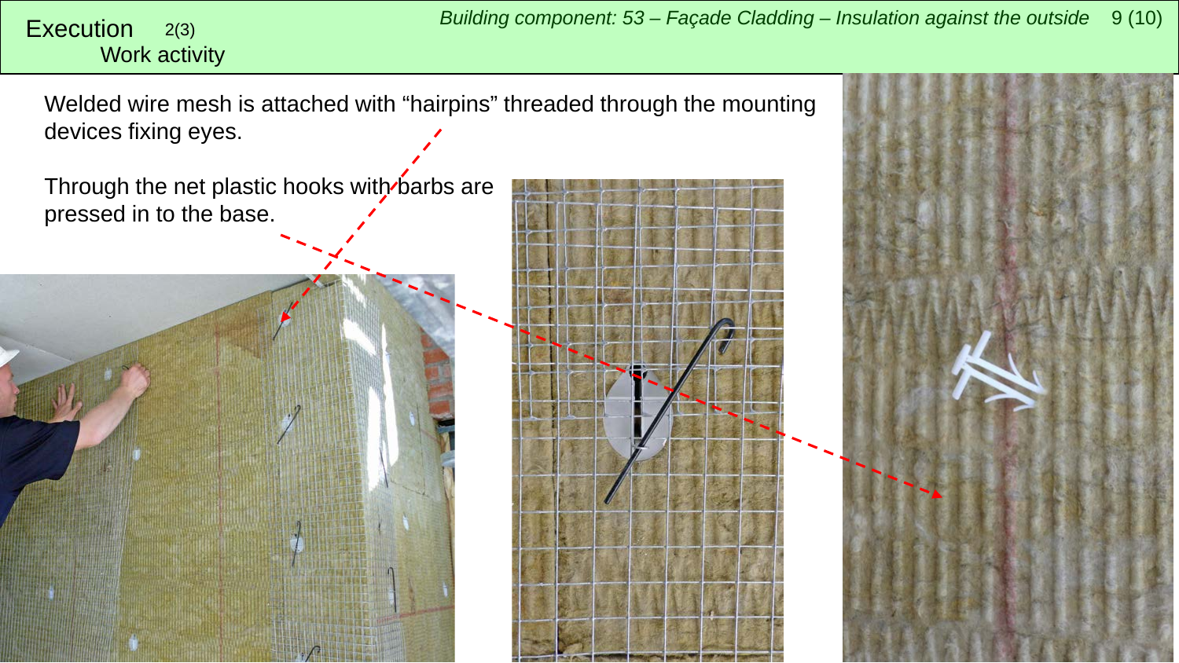# Execution

2(3)

## Work activity

Welded wire mesh is attached with "hairpins" threaded through the mounting devices fixing eyes.

Through the net plastic hooks with barbs are pressed in to the base.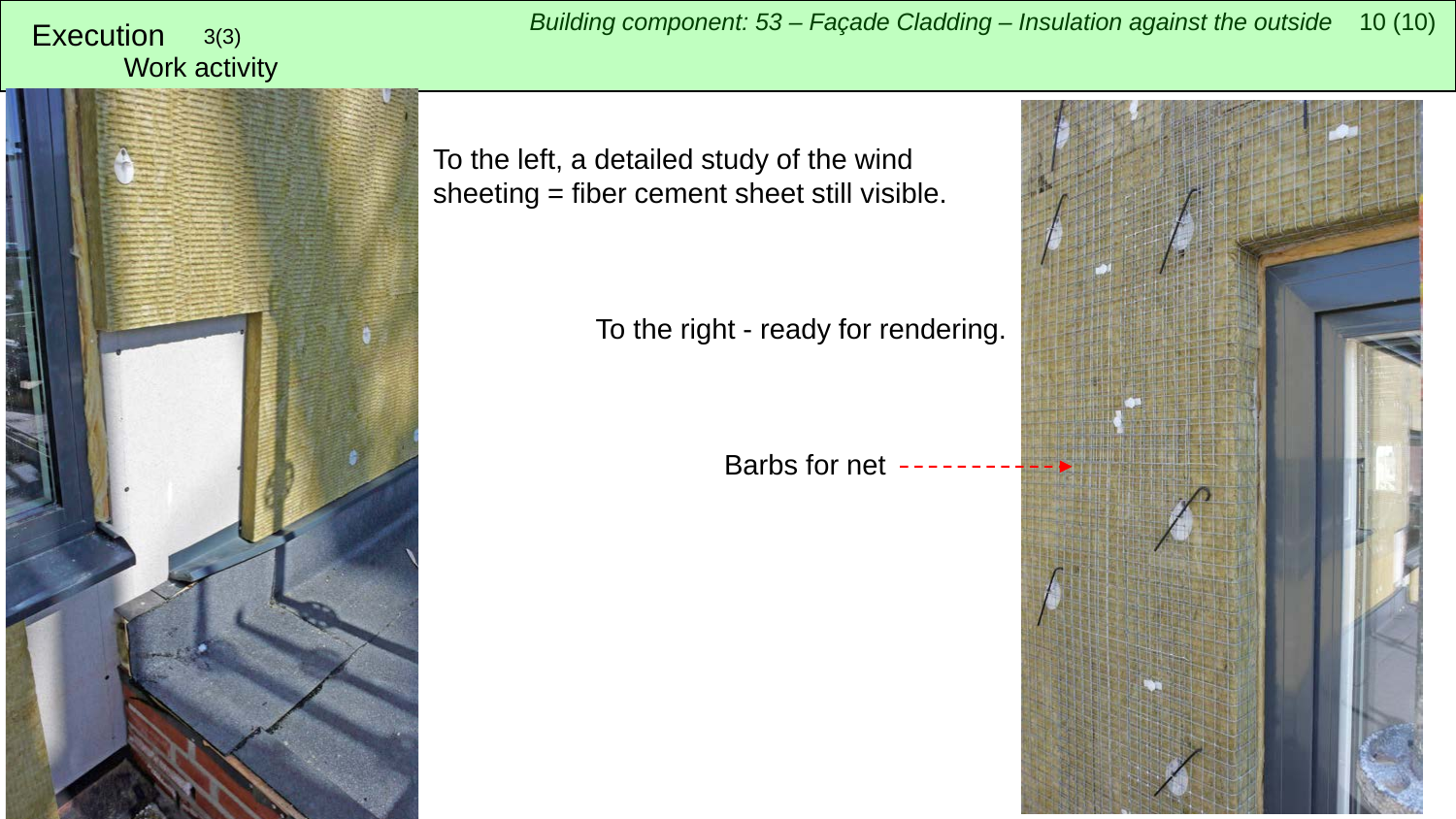# Execution 3(3)

## Work activity

*Building component: 53 – Façade Cladding – Insulation against the outside*

To the left, a detailed study of the wind sheeting = fiber cement sheet still visible.

To the right - ready for rendering.

Barbs for net